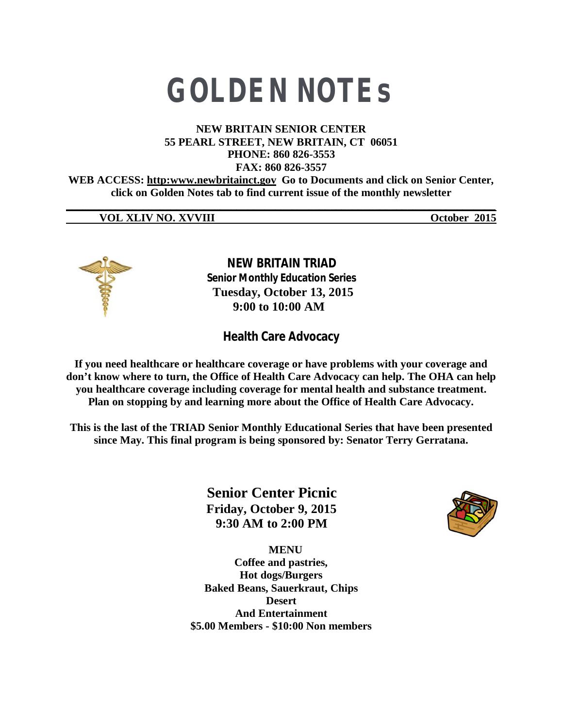# GOLDEN NOTEs

**NEW BRITAIN SENIOR CENTER**
**55 PEARL STREET, NEW BRITAIN, CT 06051**
**PHONE: 860 826-3553**
**FAX: 860 826-3557**

**WEB ACCESS: http:www.newbritainct.gov Go to Documents and click on Senior Center, click on Golden Notes tab to find current issue of the monthly newsletter**

**VOL XLIV NO. XVVIII** **October 2015**

## NEW BRITAIN TRIAD

**Senior Monthly Education Series**
**Tuesday, October 13, 2015**
**9:00 to 10:00 AM**

### Health Care Advocacy

**If you need healthcare or healthcare coverage or have problems with your coverage and don't know where to turn, the Office of Health Care Advocacy can help. The OHA can help you healthcare coverage including coverage for mental health and substance treatment. Plan on stopping by and learning more about the Office of Health Care Advocacy.**

**This is the last of the TRIAD Senior Monthly Educational Series that have been presented since May. This final program is being sponsored by: Senator Terry Gerratana.**

## Senior Center Picnic

**Friday, October 9, 2015**
**9:30 AM to 2:00 PM**

**MENU**
**Coffee and pastries,**
**Hot dogs/Burgers**
**Baked Beans, Sauerkraut, Chips**
**Desert**
**And Entertainment**
**$5.00 Members - $10:00 Non members**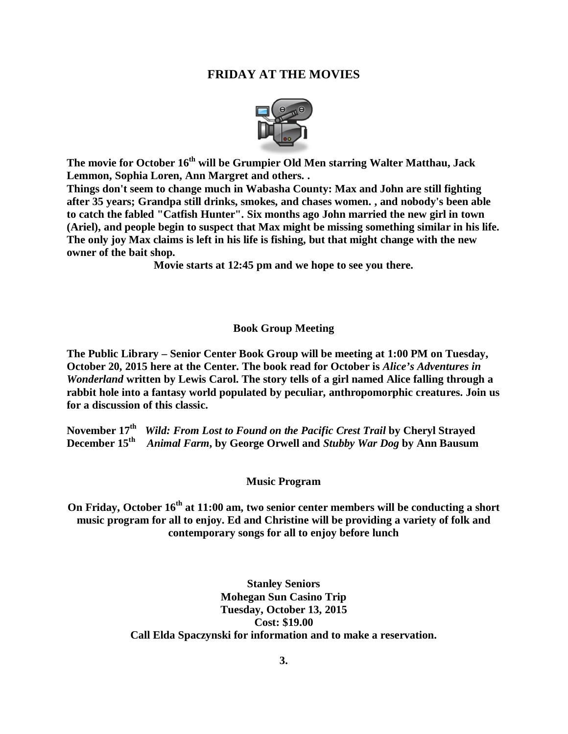## FRIDAY AT THE MOVIES

**The movie for October 16th will be Grumpier Old Men starring Walter Matthau, Jack Lemmon, Sophia Loren, Ann Margret and others. .**

**Things don't seem to change much in Wabasha County: Max and John are still fighting after 35 years; Grandpa still drinks, smokes, and chases women. , and nobody's been able to catch the fabled "Catfish Hunter". Six months ago John married the new girl in town (Ariel), and people begin to suspect that Max might be missing something similar in his life. The only joy Max claims is left in his life is fishing, but that might change with the new owner of the bait shop.**

**Movie starts at 12:45 pm and we hope to see you there.**

### Book Group Meeting

**The Public Library – Senior Center Book Group will be meeting at 1:00 PM on Tuesday, October 20, 2015 here at the Center. The book read for October is *Alice's Adventures in Wonderland* written by Lewis Carol. The story tells of a girl named Alice falling through a rabbit hole into a fantasy world populated by peculiar, anthropomorphic creatures. Join us for a discussion of this classic.**

**November 17th** ***Wild: From Lost to Found on the Pacific Crest Trail*** **by Cheryl Strayed**
**December 15th** ***Animal Farm*****, by George Orwell and** ***Stubby War Dog*** **by Ann Bausum**

### Music Program

**On Friday, October 16th at 11:00 am, two senior center members will be conducting a short music program for all to enjoy. Ed and Christine will be providing a variety of folk and contemporary songs for all to enjoy before lunch**

**Stanley Seniors**
**Mohegan Sun Casino Trip**
**Tuesday, October 13, 2015**
**Cost: $19.00**
**Call Elda Spaczynski for information and to make a reservation.**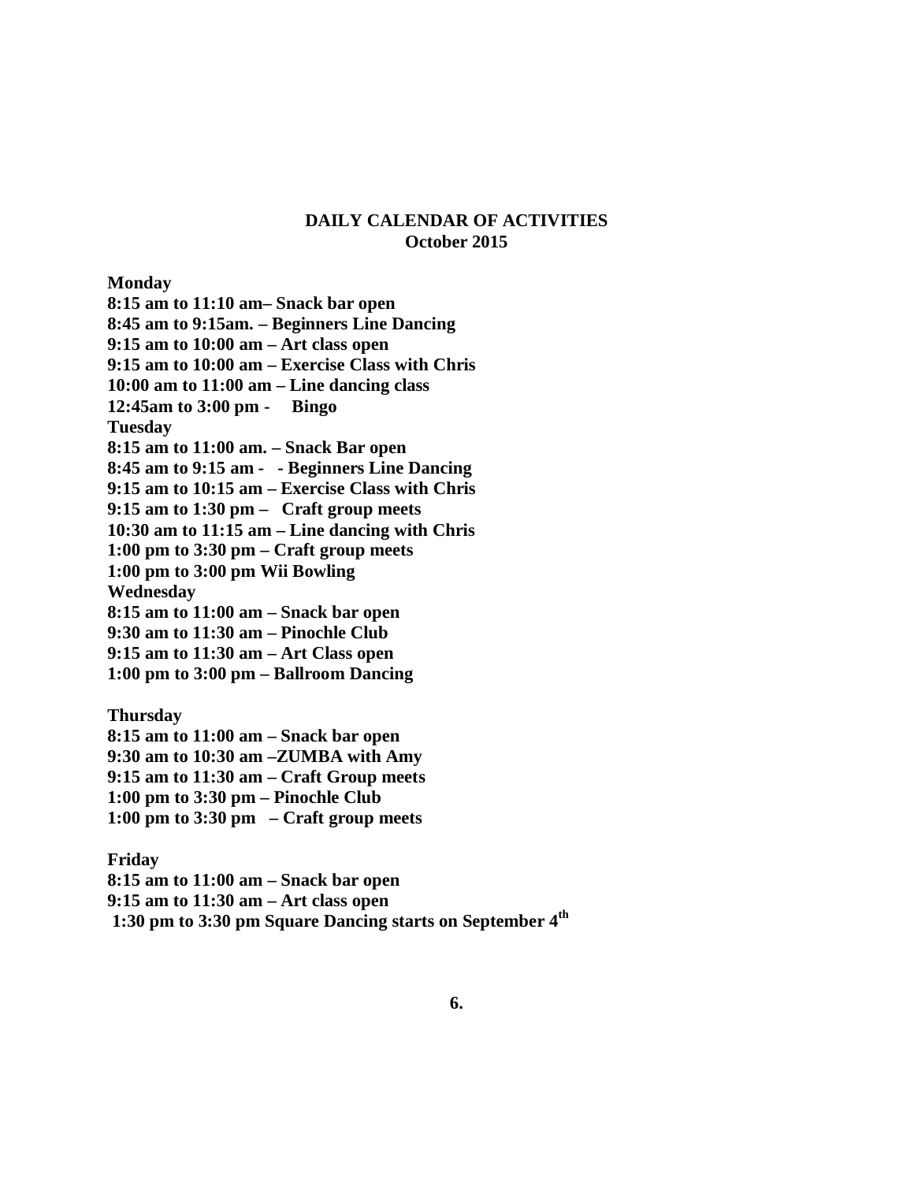## DAILY CALENDAR OF ACTIVITIES
## October 2015

**Monday**
**8:15 am to 11:10 am– Snack bar open**
**8:45 am to 9:15am. – Beginners Line Dancing**
**9:15 am to 10:00 am – Art class open**
**9:15 am to 10:00 am – Exercise Class with Chris**
**10:00 am to 11:00 am – Line dancing class**
**12:45am to 3:00 pm - Bingo**

**Tuesday**
**8:15 am to 11:00 am. – Snack Bar open**
**8:45 am to 9:15 am - - Beginners Line Dancing**
**9:15 am to 10:15 am – Exercise Class with Chris**
**9:15 am to 1:30 pm – Craft group meets**
**10:30 am to 11:15 am – Line dancing with Chris**
**1:00 pm to 3:30 pm – Craft group meets**
**1:00 pm to 3:00 pm Wii Bowling**

**Wednesday**
**8:15 am to 11:00 am – Snack bar open**
**9:30 am to 11:30 am – Pinochle Club**
**9:15 am to 11:30 am – Art Class open**
**1:00 pm to 3:00 pm – Ballroom Dancing**

**Thursday**
**8:15 am to 11:00 am – Snack bar open**
**9:30 am to 10:30 am –ZUMBA with Amy**
**9:15 am to 11:30 am – Craft Group meets**
**1:00 pm to 3:30 pm – Pinochle Club**
**1:00 pm to 3:30 pm – Craft group meets**

**Friday**
**8:15 am to 11:00 am – Snack bar open**
**9:15 am to 11:30 am – Art class open**
**1:30 pm to 3:30 pm Square Dancing starts on September 4th**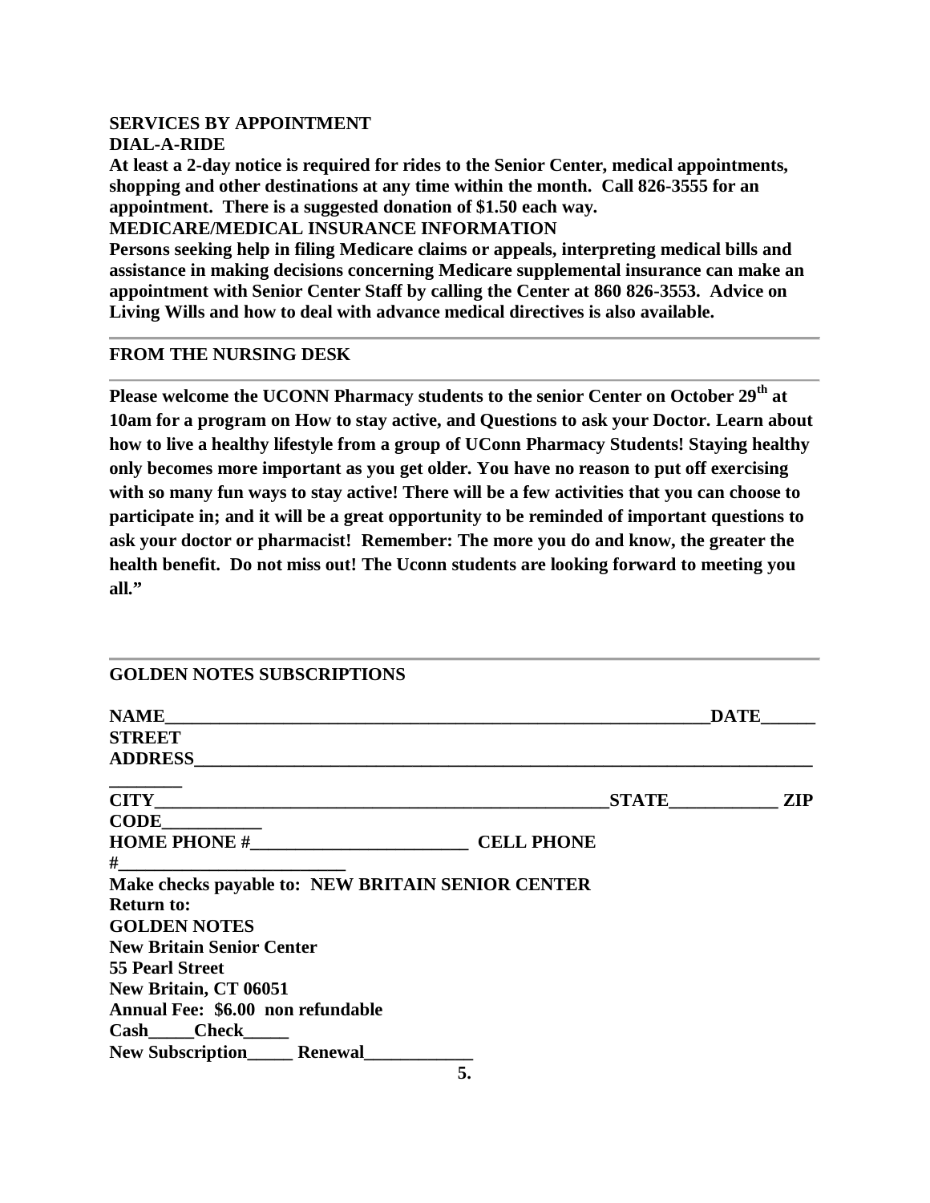## SERVICES BY APPOINTMENT

### DIAL-A-RIDE

**At least a 2-day notice is required for rides to the Senior Center, medical appointments, shopping and other destinations at any time within the month. Call 826-3555 for an appointment. There is a suggested donation of $1.50 each way.**

### MEDICARE/MEDICAL INSURANCE INFORMATION

**Persons seeking help in filing Medicare claims or appeals, interpreting medical bills and assistance in making decisions concerning Medicare supplemental insurance can make an appointment with Senior Center Staff by calling the Center at 860 826-3553. Advice on Living Wills and how to deal with advance medical directives is also available.**

---

## FROM THE NURSING DESK

---

**Please welcome the UCONN Pharmacy students to the senior Center on October 29th at 10am for a program on How to stay active, and Questions to ask your Doctor. Learn about how to live a healthy lifestyle from a group of UConn Pharmacy Students! Staying healthy only becomes more important as you get older. You have no reason to put off exercising with so many fun ways to stay active! There will be a few activities that you can choose to participate in; and it will be a great opportunity to be reminded of important questions to ask your doctor or pharmacist! Remember: The more you do and know, the greater the health benefit. Do not miss out! The Uconn students are looking forward to meeting you all."**

---

## GOLDEN NOTES SUBSCRIPTIONS

**NAME_______________________________________________________________DATE______**

**STREET ADDRESS__________________________________________________________________________**

**CITY____________________________________________________STATE____________ ZIP CODE___________**

**HOME PHONE #________________________ CELL PHONE #__________________________**

**Make checks payable to: NEW BRITAIN SENIOR CENTER**

**Return to:**

**GOLDEN NOTES**
**New Britain Senior Center**
**55 Pearl Street**
**New Britain, CT 06051**

**Annual Fee: $6.00 non refundable**

**Cash_____Check_____**

**New Subscription_____ Renewal____________**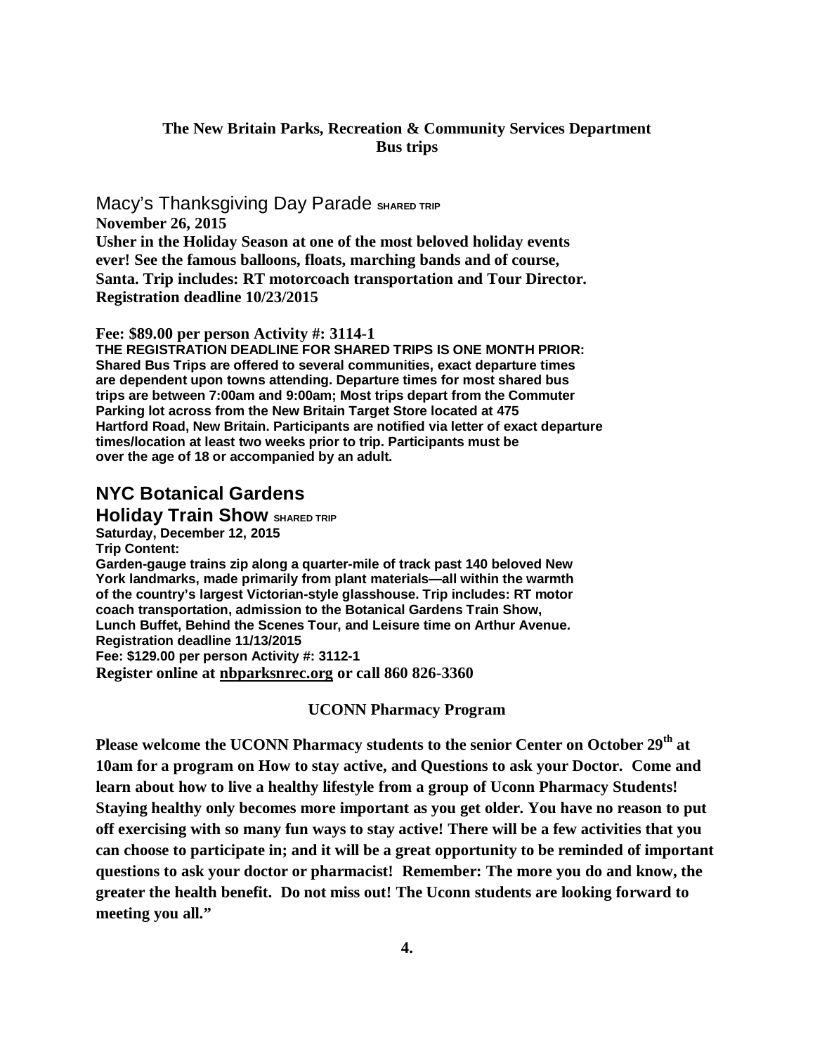**The New Britain Parks, Recreation & Community Services Department**
**Bus trips**

## Macy's Thanksgiving Day Parade SHARED TRIP

**November 26, 2015**

**Usher in the Holiday Season at one of the most beloved holiday events ever! See the famous balloons, floats, marching bands and of course, Santa. Trip includes: RT motorcoach transportation and Tour Director. Registration deadline 10/23/2015**

**Fee: $89.00 per person Activity #: 3114-1**

**THE REGISTRATION DEADLINE FOR SHARED TRIPS IS ONE MONTH PRIOR: Shared Bus Trips are offered to several communities, exact departure times are dependent upon towns attending. Departure times for most shared bus trips are between 7:00am and 9:00am; Most trips depart from the Commuter Parking lot across from the New Britain Target Store located at 475 Hartford Road, New Britain. Participants are notified via letter of exact departure times/location at least two weeks prior to trip. Participants must be over the age of 18 or accompanied by an adult.**

## NYC Botanical Gardens Holiday Train Show SHARED TRIP

**Saturday, December 12, 2015**

**Trip Content:**

**Garden-gauge trains zip along a quarter-mile of track past 140 beloved New York landmarks, made primarily from plant materials—all within the warmth of the country's largest Victorian-style glasshouse. Trip includes: RT motor coach transportation, admission to the Botanical Gardens Train Show, Lunch Buffet, Behind the Scenes Tour, and Leisure time on Arthur Avenue. Registration deadline 11/13/2015**

**Fee: $129.00 per person Activity #: 3112-1**

**Register online at nbparksnrec.org or call 860 826-3360**

### UCONN Pharmacy Program

**Please welcome the UCONN Pharmacy students to the senior Center on October 29th at 10am for a program on How to stay active, and Questions to ask your Doctor. Come and learn about how to live a healthy lifestyle from a group of Uconn Pharmacy Students! Staying healthy only becomes more important as you get older. You have no reason to put off exercising with so many fun ways to stay active! There will be a few activities that you can choose to participate in; and it will be a great opportunity to be reminded of important questions to ask your doctor or pharmacist! Remember: The more you do and know, the greater the health benefit. Do not miss out! The Uconn students are looking forward to meeting you all."**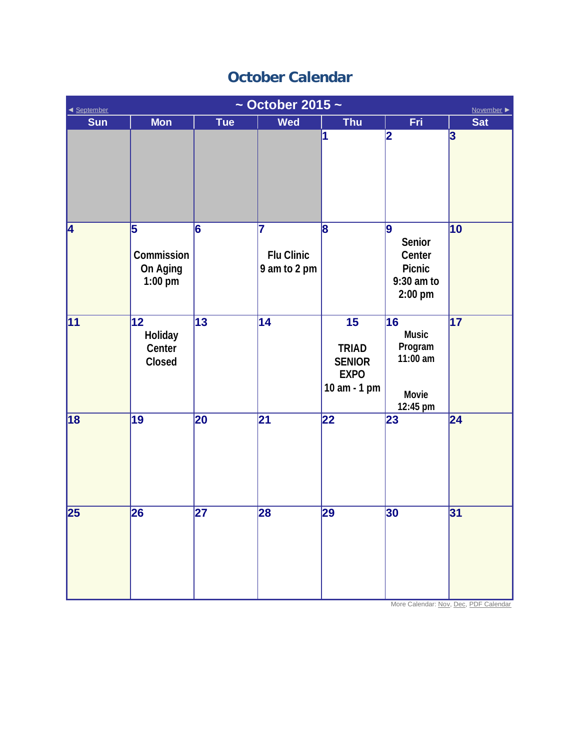# October Calendar

◄ September | ~ October 2015 ~ | November ►

| Sun | Mon | Tue | Wed | Thu | Fri | Sat |
|---|---|---|---|---|---|---|
| | | | | 1 | 2 | 3 |
| 4 | 5 Commission On Aging 1:00 pm | 6 | 7 Flu Clinic 9 am to 2 pm | 8 | 9 Senior Center Picnic 9:30 am to 2:00 pm | 10 |
| 11 | 12 Holiday Center Closed | 13 | 14 | 15 TRIAD SENIOR EXPO 10 am - 1 pm | 16 Music Program 11:00 am Movie 12:45 pm | 17 |
| 18 | 19 | 20 | 21 | 22 | 23 | 24 |
| 25 | 26 | 27 | 28 | 29 | 30 | 31 |

More Calendar: Nov, Dec, PDF Calendar